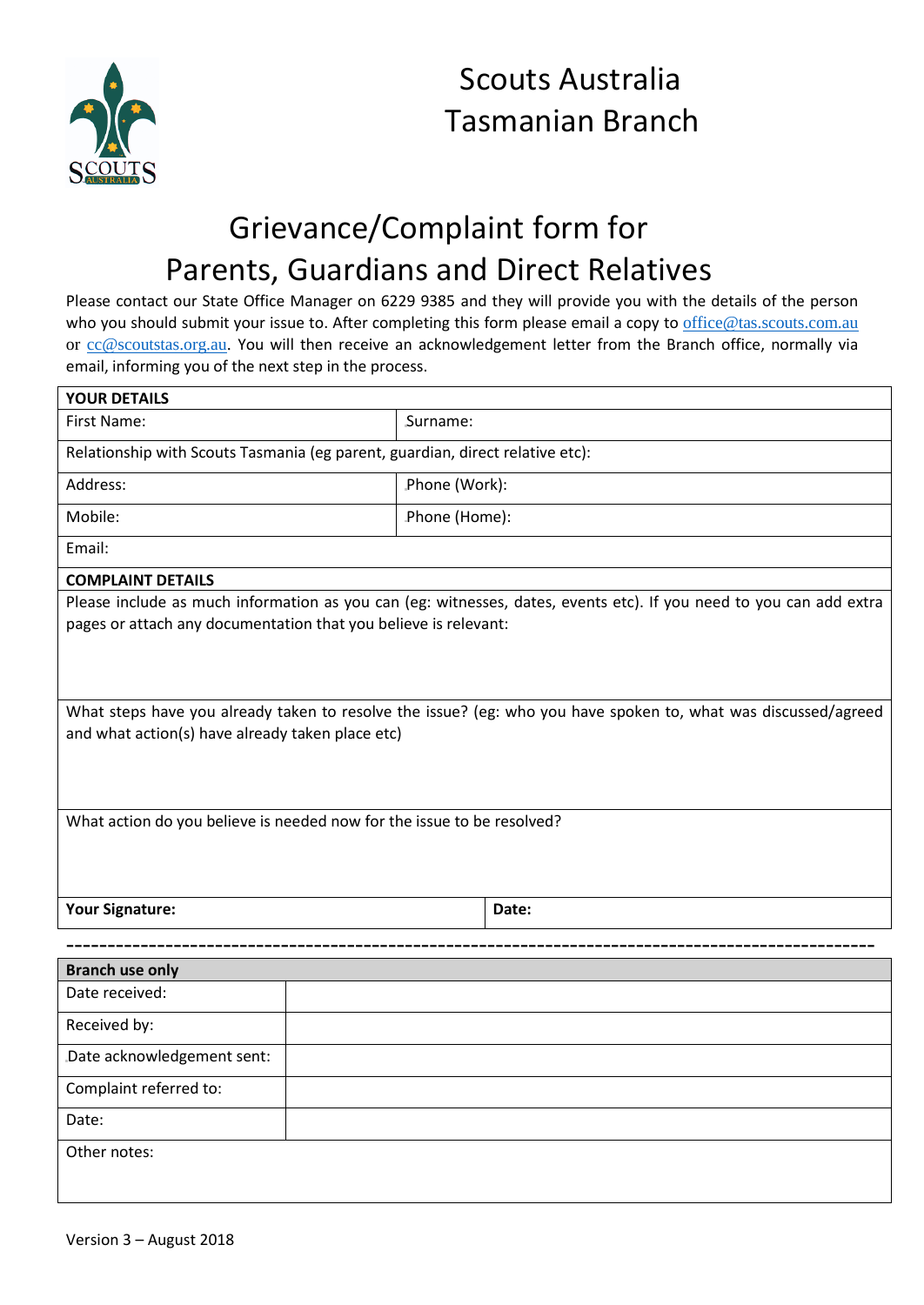# Scouts Australia
# Tasmanian Branch

## Grievance/Complaint form for Parents, Guardians and Direct Relatives

Please contact our State Office Manager on 6229 9385 and they will provide you with the details of the person who you should submit your issue to. After completing this form please email a copy to office@tas.scouts.com.au or cc@scoutstas.org.au. You will then receive an acknowledgement letter from the Branch office, normally via email, informing you of the next step in the process.

| **YOUR DETAILS** | |
|---|---|
| First Name: | Surname: |
| Relationship with Scouts Tasmania (eg parent, guardian, direct relative etc): | |
| Address: | Phone (Work): |
| Mobile: | Phone (Home): |
| Email: | |
| **COMPLAINT DETAILS** | |
| Please include as much information as you can (eg: witnesses, dates, events etc). If you need to you can add extra pages or attach any documentation that you believe is relevant: | |
| What steps have you already taken to resolve the issue? (eg: who you have spoken to, what was discussed/agreed and what action(s) have already taken place etc) | |
| What action do you believe is needed now for the issue to be resolved? | |
| **Your Signature:** | **Date:** |

---

| **Branch use only** | |
|---|---|
| Date received: | |
| Received by: | |
| Date acknowledgement sent: | |
| Complaint referred to: | |
| Date: | |
| Other notes: | |

Version 3 – August 2018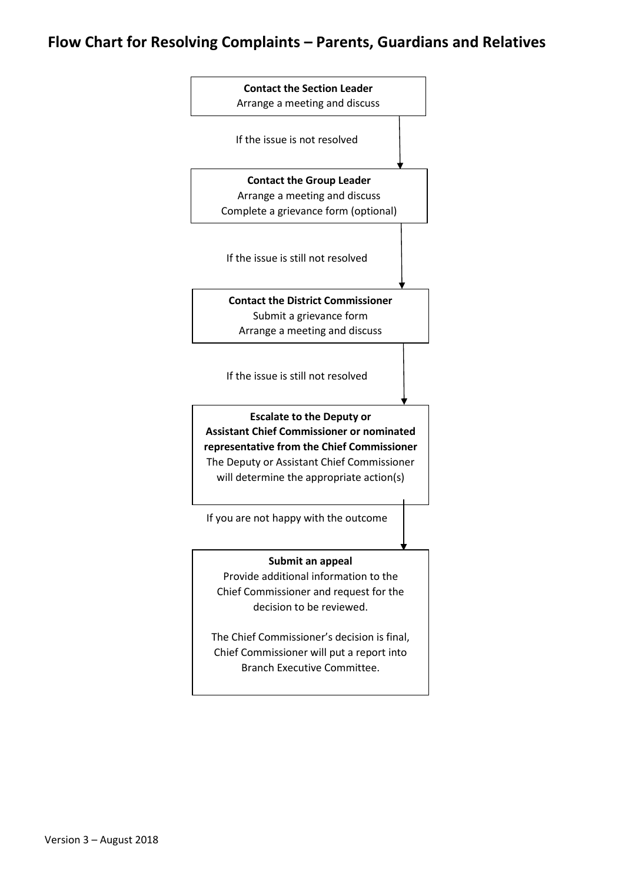# Flow Chart for Resolving Complaints – Parents, Guardians and Relatives

**Contact the Section Leader**
Arrange a meeting and discuss

↓ If the issue is not resolved

**Contact the Group Leader**
Arrange a meeting and discuss
Complete a grievance form (optional)

↓ If the issue is still not resolved

**Contact the District Commissioner**
Submit a grievance form
Arrange a meeting and discuss

↓ If the issue is still not resolved

**Escalate to the Deputy or Assistant Chief Commissioner or nominated representative from the Chief Commissioner**
The Deputy or Assistant Chief Commissioner will determine the appropriate action(s)

↓ If you are not happy with the outcome

**Submit an appeal**
Provide additional information to the Chief Commissioner and request for the decision to be reviewed.

The Chief Commissioner's decision is final, Chief Commissioner will put a report into Branch Executive Committee.

Version 3 – August 2018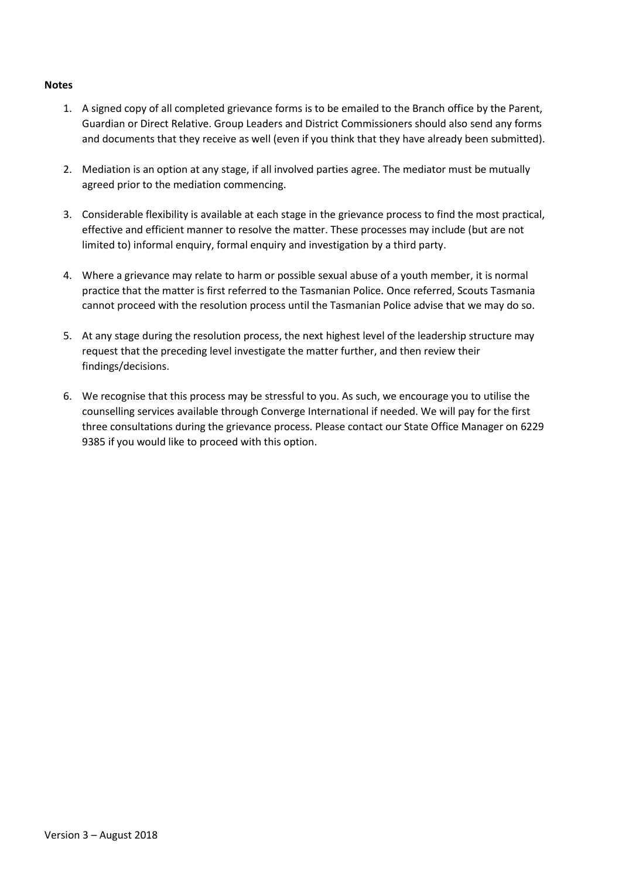**Notes**

1. A signed copy of all completed grievance forms is to be emailed to the Branch office by the Parent, Guardian or Direct Relative. Group Leaders and District Commissioners should also send any forms and documents that they receive as well (even if you think that they have already been submitted).

2. Mediation is an option at any stage, if all involved parties agree. The mediator must be mutually agreed prior to the mediation commencing.

3. Considerable flexibility is available at each stage in the grievance process to find the most practical, effective and efficient manner to resolve the matter. These processes may include (but are not limited to) informal enquiry, formal enquiry and investigation by a third party.

4. Where a grievance may relate to harm or possible sexual abuse of a youth member, it is normal practice that the matter is first referred to the Tasmanian Police. Once referred, Scouts Tasmania cannot proceed with the resolution process until the Tasmanian Police advise that we may do so.

5. At any stage during the resolution process, the next highest level of the leadership structure may request that the preceding level investigate the matter further, and then review their findings/decisions.

6. We recognise that this process may be stressful to you. As such, we encourage you to utilise the counselling services available through Converge International if needed. We will pay for the first three consultations during the grievance process. Please contact our State Office Manager on 6229 9385 if you would like to proceed with this option.

Version 3 – August 2018